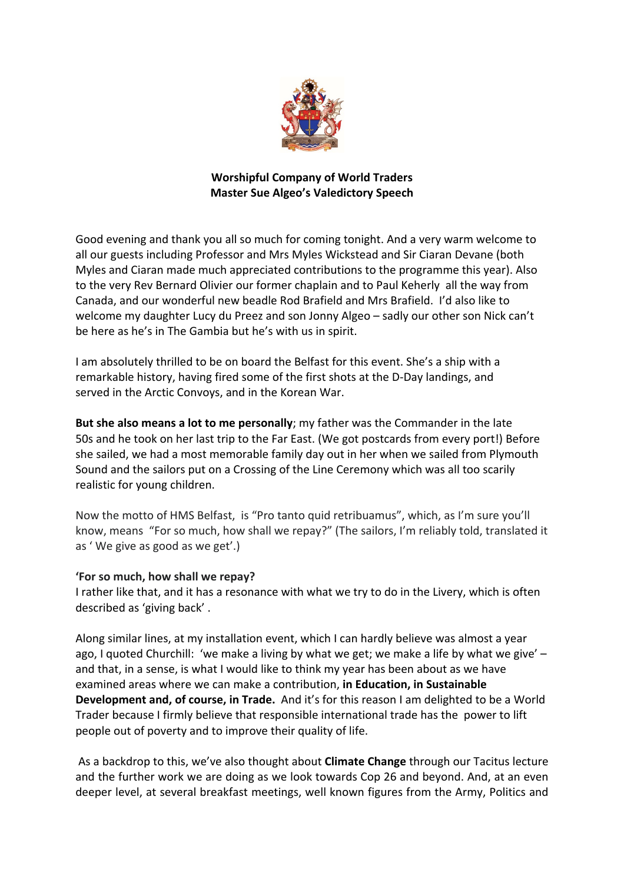**Worshipful Company of World Traders**
**Master Sue Algeo's Valedictory Speech**

Good evening and thank you all so much for coming tonight. And a very warm welcome to all our guests including Professor and Mrs Myles Wickstead and Sir Ciaran Devane (both Myles and Ciaran made much appreciated contributions to the programme this year). Also to the very Rev Bernard Olivier our former chaplain and to Paul Keherly all the way from Canada, and our wonderful new beadle Rod Brafield and Mrs Brafield. I'd also like to welcome my daughter Lucy du Preez and son Jonny Algeo – sadly our other son Nick can't be here as he's in The Gambia but he's with us in spirit.

I am absolutely thrilled to be on board the Belfast for this event. She's a ship with a remarkable history, having fired some of the first shots at the D-Day landings, and served in the Arctic Convoys, and in the Korean War.

**But she also means a lot to me personally**; my father was the Commander in the late 50s and he took on her last trip to the Far East. (We got postcards from every port!) Before she sailed, we had a most memorable family day out in her when we sailed from Plymouth Sound and the sailors put on a Crossing of the Line Ceremony which was all too scarily realistic for young children.

Now the motto of HMS Belfast, is "Pro tanto quid retribuamus", which, as I'm sure you'll know, means "For so much, how shall we repay?" (The sailors, I'm reliably told, translated it as ' We give as good as we get'.)

**'For so much, how shall we repay?**
I rather like that, and it has a resonance with what we try to do in the Livery, which is often described as 'giving back' .

Along similar lines, at my installation event, which I can hardly believe was almost a year ago, I quoted Churchill: 'we make a living by what we get; we make a life by what we give' – and that, in a sense, is what I would like to think my year has been about as we have examined areas where we can make a contribution, **in Education, in Sustainable Development and, of course, in Trade.** And it's for this reason I am delighted to be a World Trader because I firmly believe that responsible international trade has the power to lift people out of poverty and to improve their quality of life.

As a backdrop to this, we've also thought about **Climate Change** through our Tacitus lecture and the further work we are doing as we look towards Cop 26 and beyond. And, at an even deeper level, at several breakfast meetings, well known figures from the Army, Politics and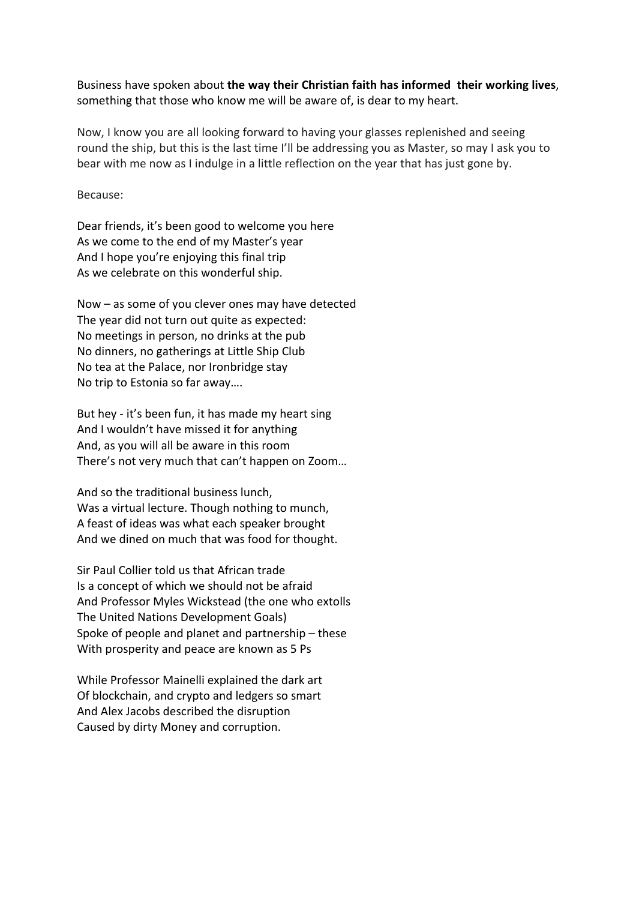Business have spoken about **the way their Christian faith has informed their working lives**, something that those who know me will be aware of, is dear to my heart.

Now, I know you are all looking forward to having your glasses replenished and seeing round the ship, but this is the last time I'll be addressing you as Master, so may I ask you to bear with me now as I indulge in a little reflection on the year that has just gone by.

Because:

Dear friends, it's been good to welcome you here
As we come to the end of my Master's year
And I hope you're enjoying this final trip
As we celebrate on this wonderful ship.

Now – as some of you clever ones may have detected
The year did not turn out quite as expected:
No meetings in person, no drinks at the pub
No dinners, no gatherings at Little Ship Club
No tea at the Palace, nor Ironbridge stay
No trip to Estonia so far away….

But hey - it's been fun, it has made my heart sing
And I wouldn't have missed it for anything
And, as you will all be aware in this room
There's not very much that can't happen on Zoom…

And so the traditional business lunch,
Was a virtual lecture. Though nothing to munch,
A feast of ideas was what each speaker brought
And we dined on much that was food for thought.

Sir Paul Collier told us that African trade
Is a concept of which we should not be afraid
And Professor Myles Wickstead (the one who extolls
The United Nations Development Goals)
Spoke of people and planet and partnership – these
With prosperity and peace are known as 5 Ps

While Professor Mainelli explained the dark art
Of blockchain, and crypto and ledgers so smart
And Alex Jacobs described the disruption
Caused by dirty Money and corruption.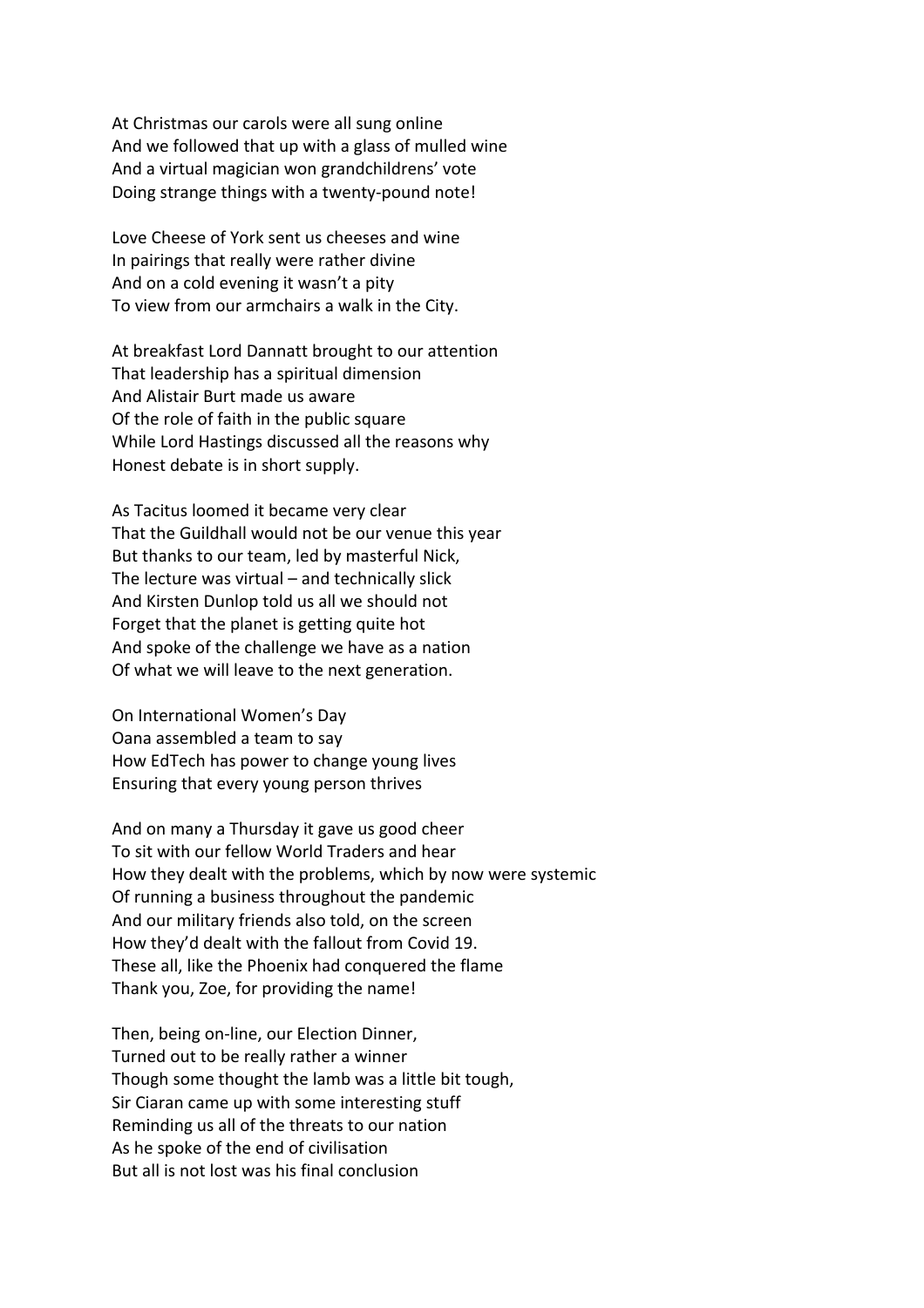At Christmas our carols were all sung online
And we followed that up with a glass of mulled wine
And a virtual magician won grandchildrens' vote
Doing strange things with a twenty-pound note!

Love Cheese of York sent us cheeses and wine
In pairings that really were rather divine
And on a cold evening it wasn't a pity
To view from our armchairs a walk in the City.

At breakfast Lord Dannatt brought to our attention
That leadership has a spiritual dimension
And Alistair Burt made us aware
Of the role of faith in the public square
While Lord Hastings discussed all the reasons why
Honest debate is in short supply.

As Tacitus loomed it became very clear
That the Guildhall would not be our venue this year
But thanks to our team, led by masterful Nick,
The lecture was virtual – and technically slick
And Kirsten Dunlop told us all we should not
Forget that the planet is getting quite hot
And spoke of the challenge we have as a nation
Of what we will leave to the next generation.

On International Women's Day
Oana assembled a team to say
How EdTech has power to change young lives
Ensuring that every young person thrives

And on many a Thursday it gave us good cheer
To sit with our fellow World Traders and hear
How they dealt with the problems, which by now were systemic
Of running a business throughout the pandemic
And our military friends also told, on the screen
How they'd dealt with the fallout from Covid 19.
These all, like the Phoenix had conquered the flame
Thank you, Zoe, for providing the name!

Then, being on-line, our Election Dinner,
Turned out to be really rather a winner
Though some thought the lamb was a little bit tough,
Sir Ciaran came up with some interesting stuff
Reminding us all of the threats to our nation
As he spoke of the end of civilisation
But all is not lost was his final conclusion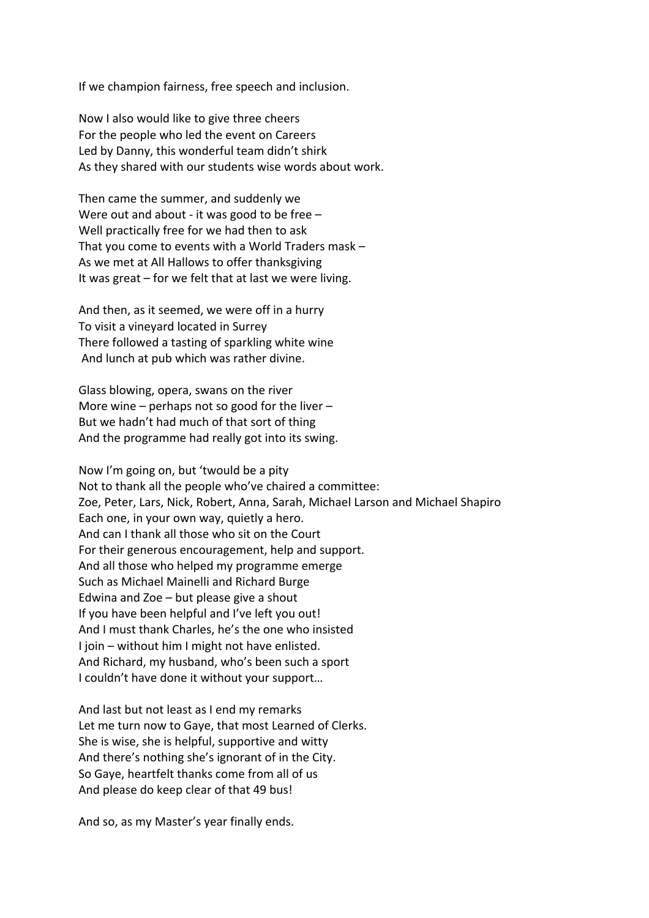If we champion fairness, free speech and inclusion.

Now I also would like to give three cheers
For the people who led the event on Careers
Led by Danny, this wonderful team didn't shirk
As they shared with our students wise words about work.

Then came the summer, and suddenly we
Were out and about - it was good to be free –
Well practically free for we had then to ask
That you come to events with a World Traders mask –
As we met at All Hallows to offer thanksgiving
It was great – for we felt that at last we were living.

And then, as it seemed, we were off in a hurry
To visit a vineyard located in Surrey
There followed a tasting of sparkling white wine
And lunch at pub which was rather divine.

Glass blowing, opera, swans on the river
More wine – perhaps not so good for the liver –
But we hadn't had much of that sort of thing
And the programme had really got into its swing.

Now I'm going on, but 'twould be a pity
Not to thank all the people who've chaired a committee:
Zoe, Peter, Lars, Nick, Robert, Anna, Sarah, Michael Larson and Michael Shapiro
Each one, in your own way, quietly a hero.
And can I thank all those who sit on the Court
For their generous encouragement, help and support.
And all those who helped my programme emerge
Such as Michael Mainelli and Richard Burge
Edwina and Zoe – but please give a shout
If you have been helpful and I've left you out!
And I must thank Charles, he's the one who insisted
I join – without him I might not have enlisted.
And Richard, my husband, who's been such a sport
I couldn't have done it without your support…

And last but not least as I end my remarks
Let me turn now to Gaye, that most Learned of Clerks.
She is wise, she is helpful, supportive and witty
And there's nothing she's ignorant of in the City.
So Gaye, heartfelt thanks come from all of us
And please do keep clear of that 49 bus!

And so, as my Master's year finally ends.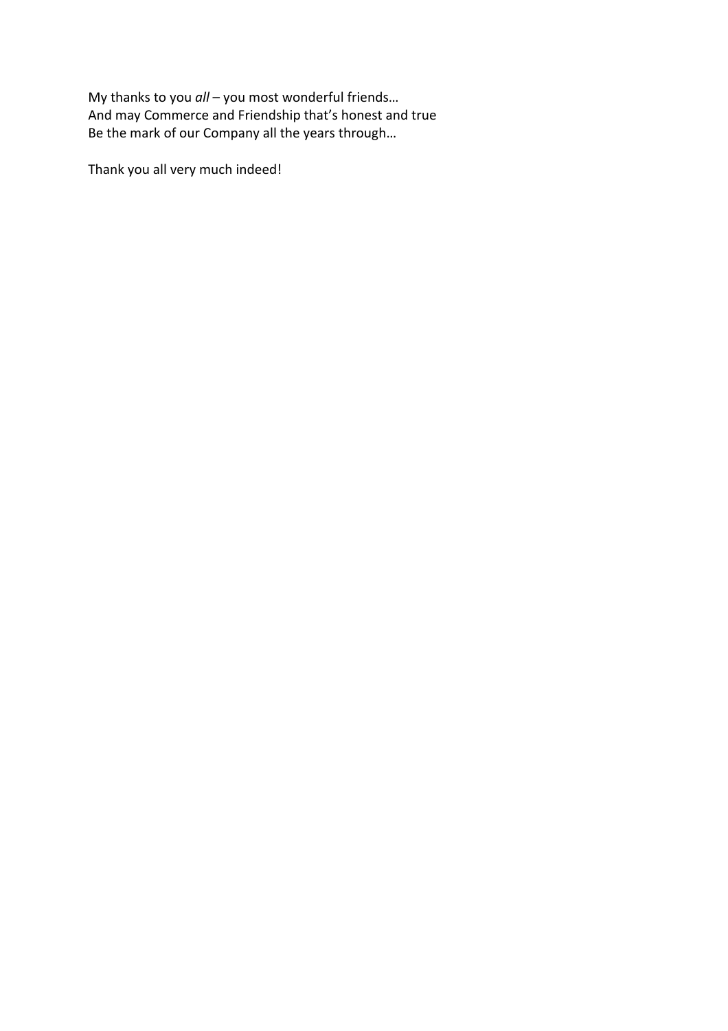My thanks to you *all* – you most wonderful friends…
And may Commerce and Friendship that's honest and true
Be the mark of our Company all the years through…

Thank you all very much indeed!